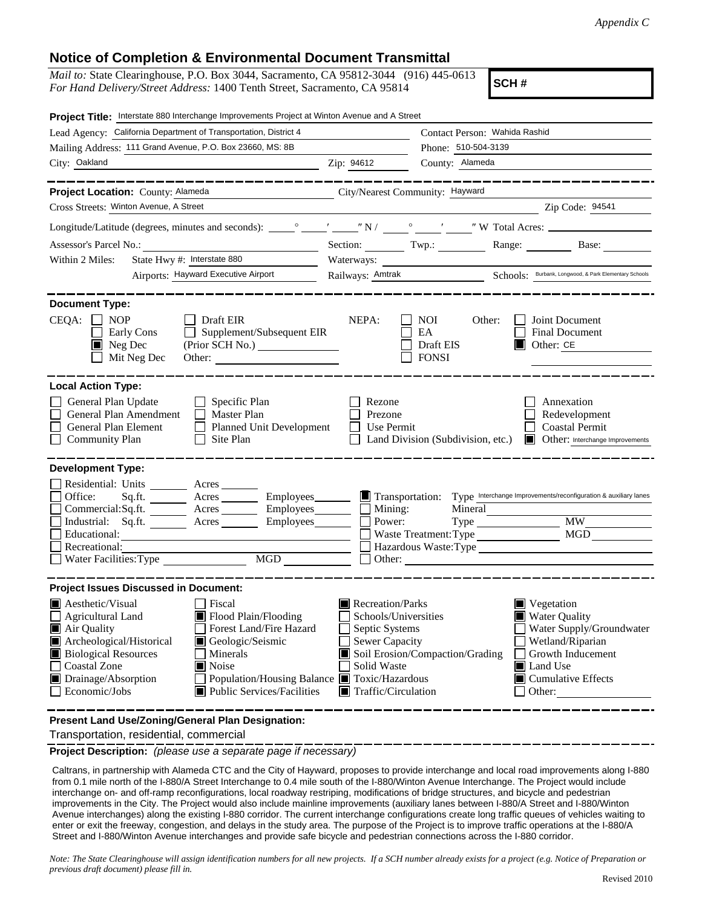*Appendix C*

# Notice of Completion & Environmental Document Transmittal

*Mail to:* State Clearinghouse, P.O. Box 3044, Sacramento, CA 95812-3044 (916) 445-0613
*For Hand Delivery/Street Address:* 1400 Tenth Street, Sacramento, CA 95814

**SCH #**

**Project Title:** Interstate 880 Interchange Improvements Project at Winton Avenue and A Street

Lead Agency: California Department of Transportation, District 4 — Contact Person: Wahida Rashid

Mailing Address: 111 Grand Avenue, P.O. Box 23660, MS: 8B — Phone: 510-504-3139

City: Oakland — Zip: 94612 — County: Alameda

---

**Project Location:** County: Alameda — City/Nearest Community: Hayward

Cross Streets: Winton Avenue, A Street — Zip Code: 94541

Longitude/Latitude (degrees, minutes and seconds): \_\_\_° \_\_\_′ \_\_\_″ N / \_\_\_° \_\_\_′ \_\_\_″ W Total Acres: \_\_\_

Assessor's Parcel No.: \_\_\_ Section: \_\_\_ Twp.: \_\_\_ Range: \_\_\_ Base: \_\_\_

Within 2 Miles: State Hwy #: Interstate 880 — Waterways: \_\_\_

Airports: Hayward Executive Airport — Railways: Amtrak — Schools: Burbank, Longwood, & Park Elementary Schools

---

**Document Type:**

CEQA:
- ☐ NOP
- ☐ Early Cons
- ☒ Neg Dec
- ☐ Mit Neg Dec
- ☐ Draft EIR
- ☐ Supplement/Subsequent EIR (Prior SCH No.) \_\_\_
- Other: \_\_\_

NEPA:
- ☐ NOI
- ☐ EA
- ☐ Draft EIS
- ☐ FONSI

Other:
- ☐ Joint Document
- ☐ Final Document
- ☒ Other: CE

---

**Local Action Type:**

- ☐ General Plan Update
- ☐ General Plan Amendment
- ☐ General Plan Element
- ☐ Community Plan
- ☐ Specific Plan
- ☐ Master Plan
- ☐ Planned Unit Development
- ☐ Site Plan
- ☐ Rezone
- ☐ Prezone
- ☐ Use Permit
- ☐ Land Division (Subdivision, etc.)
- ☐ Annexation
- ☐ Redevelopment
- ☐ Coastal Permit
- ☒ Other: Interchange Improvements

---

**Development Type:**

- ☐ Residential: Units \_\_\_ Acres \_\_\_
- ☐ Office: Sq.ft. \_\_\_ Acres \_\_\_ Employees \_\_\_
- ☐ Commercial: Sq.ft. \_\_\_ Acres \_\_\_ Employees \_\_\_
- ☐ Industrial: Sq.ft. \_\_\_ Acres \_\_\_ Employees \_\_\_
- ☐ Educational: \_\_\_
- ☐ Recreational: \_\_\_
- ☐ Water Facilities: Type \_\_\_ MGD \_\_\_
- ☒ Transportation: Type Interchange Improvements/reconfiguration & auxiliary lanes
- ☐ Mining: Mineral \_\_\_
- ☐ Power: Type \_\_\_ MW \_\_\_
- ☐ Waste Treatment: Type \_\_\_ MGD \_\_\_
- ☐ Hazardous Waste: Type \_\_\_
- ☐ Other: \_\_\_

---

**Project Issues Discussed in Document:**

- ☒ Aesthetic/Visual
- ☐ Agricultural Land
- ☒ Air Quality
- ☒ Archeological/Historical
- ☒ Biological Resources
- ☐ Coastal Zone
- ☒ Drainage/Absorption
- ☐ Economic/Jobs
- ☐ Fiscal
- ☒ Flood Plain/Flooding
- ☐ Forest Land/Fire Hazard
- ☒ Geologic/Seismic
- ☐ Minerals
- ☒ Noise
- ☐ Population/Housing Balance
- ☒ Public Services/Facilities
- ☒ Recreation/Parks
- ☐ Schools/Universities
- ☐ Septic Systems
- ☐ Sewer Capacity
- ☒ Soil Erosion/Compaction/Grading
- ☐ Solid Waste
- ☒ Toxic/Hazardous
- ☒ Traffic/Circulation
- ☒ Vegetation
- ☒ Water Quality
- ☐ Water Supply/Groundwater
- ☐ Wetland/Riparian
- ☐ Growth Inducement
- ☒ Land Use
- ☒ Cumulative Effects
- ☐ Other: \_\_\_

---

**Present Land Use/Zoning/General Plan Designation:**

Transportation, residential, commercial

**Project Description:** *(please use a separate page if necessary)*

Caltrans, in partnership with Alameda CTC and the City of Hayward, proposes to provide interchange and local road improvements along I-880 from 0.1 mile north of the I-880/A Street Interchange to 0.4 mile south of the I-880/Winton Avenue Interchange. The Project would include interchange on- and off-ramp reconfigurations, local roadway restriping, modifications of bridge structures, and bicycle and pedestrian improvements in the City. The Project would also include mainline improvements (auxiliary lanes between I-880/A Street and I-880/Winton Avenue interchanges) along the existing I-880 corridor. The current interchange configurations create long traffic queues of vehicles waiting to enter or exit the freeway, congestion, and delays in the study area. The purpose of the Project is to improve traffic operations at the I-880/A Street and I-880/Winton Avenue interchanges and provide safe bicycle and pedestrian connections across the I-880 corridor.

*Note: The State Clearinghouse will assign identification numbers for all new projects. If a SCH number already exists for a project (e.g. Notice of Preparation or previous draft document) please fill in.*

Revised 2010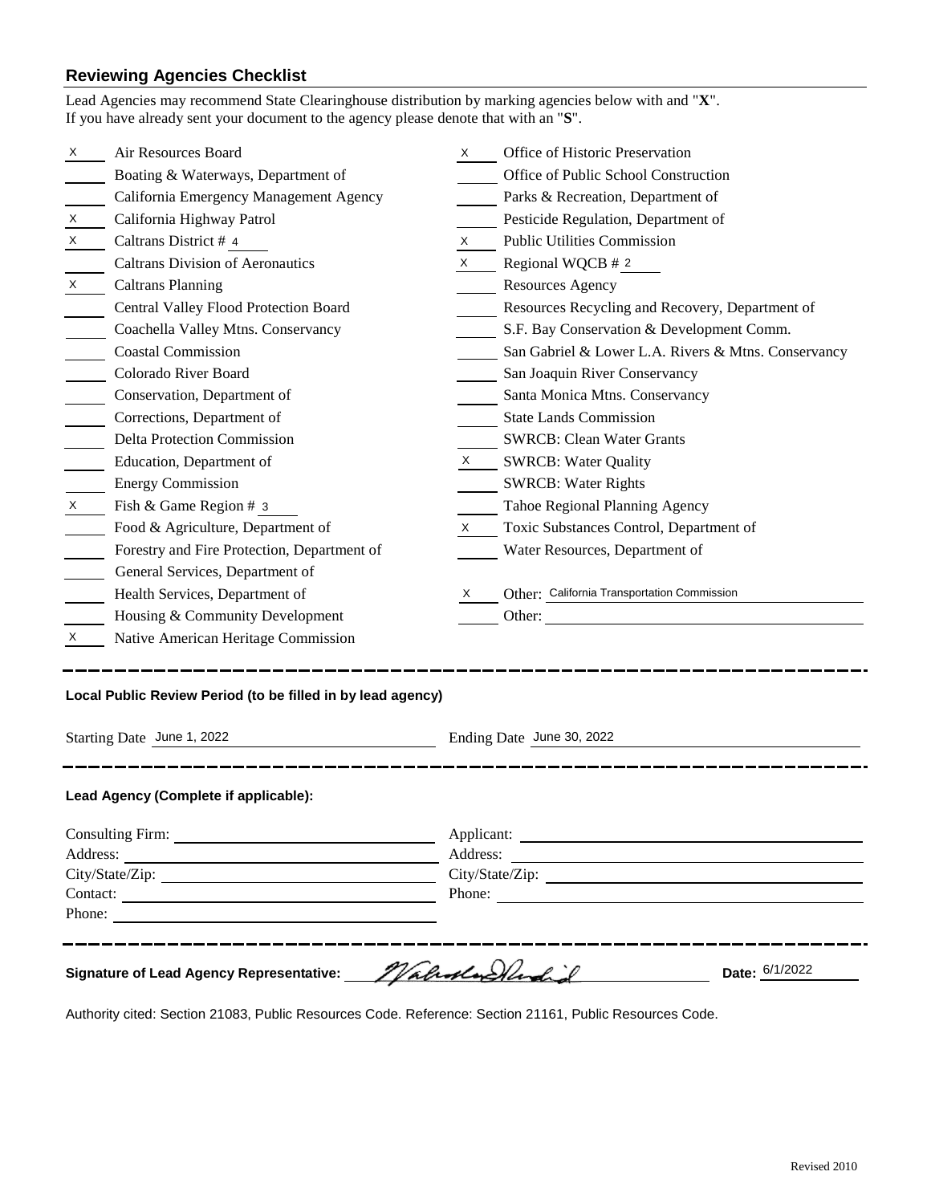## Reviewing Agencies Checklist

Lead Agencies may recommend State Clearinghouse distribution by marking agencies below with and "**X**".
If you have already sent your document to the agency please denote that with an "**S**".

- X Air Resources Board
- ___ Boating & Waterways, Department of
- ___ California Emergency Management Agency
- X California Highway Patrol
- X Caltrans District # 4
- ___ Caltrans Division of Aeronautics
- X Caltrans Planning
- ___ Central Valley Flood Protection Board
- ___ Coachella Valley Mtns. Conservancy
- ___ Coastal Commission
- ___ Colorado River Board
- ___ Conservation, Department of
- ___ Corrections, Department of
- ___ Delta Protection Commission
- ___ Education, Department of
- ___ Energy Commission
- X Fish & Game Region # 3
- ___ Food & Agriculture, Department of
- ___ Forestry and Fire Protection, Department of
- ___ General Services, Department of
- ___ Health Services, Department of
- ___ Housing & Community Development
- X Native American Heritage Commission
- X Office of Historic Preservation
- ___ Office of Public School Construction
- ___ Parks & Recreation, Department of
- ___ Pesticide Regulation, Department of
- X Public Utilities Commission
- X Regional WQCB # 2
- ___ Resources Agency
- ___ Resources Recycling and Recovery, Department of
- ___ S.F. Bay Conservation & Development Comm.
- ___ San Gabriel & Lower L.A. Rivers & Mtns. Conservancy
- ___ San Joaquin River Conservancy
- ___ Santa Monica Mtns. Conservancy
- ___ State Lands Commission
- ___ SWRCB: Clean Water Grants
- X SWRCB: Water Quality
- ___ SWRCB: Water Rights
- ___ Tahoe Regional Planning Agency
- X Toxic Substances Control, Department of
- ___ Water Resources, Department of
- X Other: California Transportation Commission
- ___ Other: ___

---

**Local Public Review Period (to be filled in by lead agency)**

Starting Date June 1, 2022

Ending Date June 30, 2022

---

**Lead Agency (Complete if applicable):**

Consulting Firm: ___
Address: ___
City/State/Zip: ___
Contact: ___
Phone: ___

Applicant: ___
Address: ___
City/State/Zip: ___
Phone: ___

---

**Signature of Lead Agency Representative:** [signature]

**Date:** 6/1/2022

Authority cited: Section 21083, Public Resources Code. Reference: Section 21161, Public Resources Code.

Revised 2010